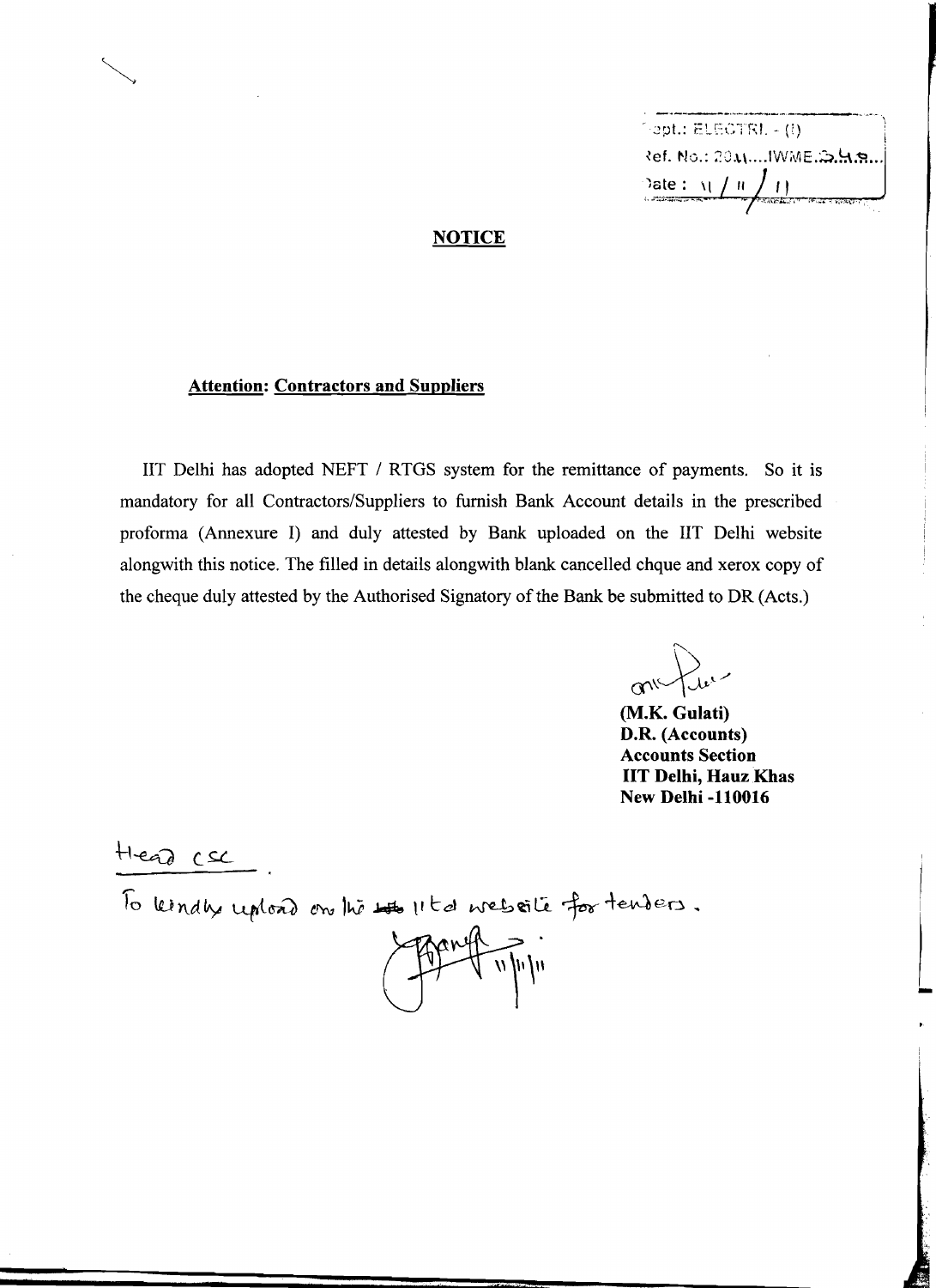Dept.: ELECTRI. - (I)
Ref. No.: 2011....IWME.549...
Date : 11 / 11 / 11

## NOTICE

**Attention: Contractors and Suppliers**

IIT Delhi has adopted NEFT / RTGS system for the remittance of payments. So it is mandatory for all Contractors/Suppliers to furnish Bank Account details in the prescribed proforma (Annexure I) and duly attested by Bank uploaded on the IIT Delhi website alongwith this notice. The filled in details alongwith blank cancelled chque and xerox copy of the cheque duly attested by the Authorised Signatory of the Bank be submitted to DR (Acts.)

**(M.K. Gulati)**
**D.R. (Accounts)**
**Accounts Section**
**IIT Delhi, Hauz Khas**
**New Delhi -110016**

Head CSC.

To kindly upload on the IITD website for tenders.

11/11/11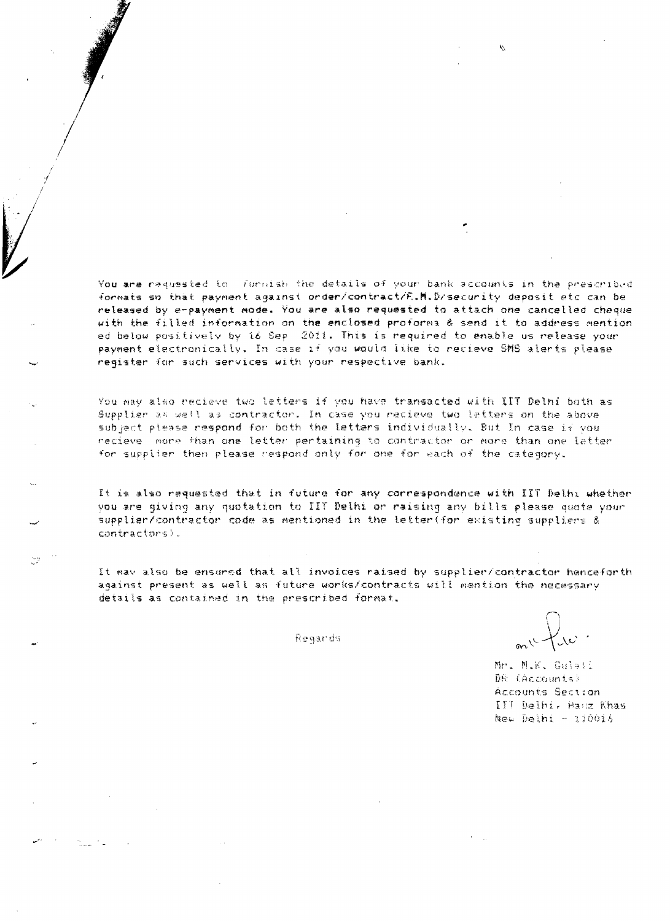You are requested to furnish the details of your bank accounts in the prescribed formats so that payment against order/contract/E.M.D/security deposit etc can be released by e-payment mode. You are also requested to attach one cancelled cheque with the filled information on the enclosed proforma & send it to address mention ed below positively by 16 Sep 2011. This is required to enable us release your payment electronically. In case if you would like to recieve SMS alerts please register for such services with your respective bank.

You may also recieve two letters if you have transacted with IIT Delhi both as Supplier as well as contractor. In case you recieve two letters on the above subject please respond for both the letters individually. But In case if you recieve more than one letter pertaining to contractor or more than one letter for supplier then please respond only for one for each of the category.

It is also requested that in future for any correspondence with IIT Delhi whether you are giving any quotation to IIT Delhi or raising any bills please quote your supplier/contractor code as mentioned in the letter(for existing suppliers & contractors).

It may also be ensured that all invoices raised by supplier/contractor henceforth against present as well as future works/contracts will mention the necessary details as contained in the prescribed format.

Regards

Mr. M.K. Gulati
DR (Accounts)
Accounts Section
IIT Delhi, Hauz Khas
New Delhi - 110016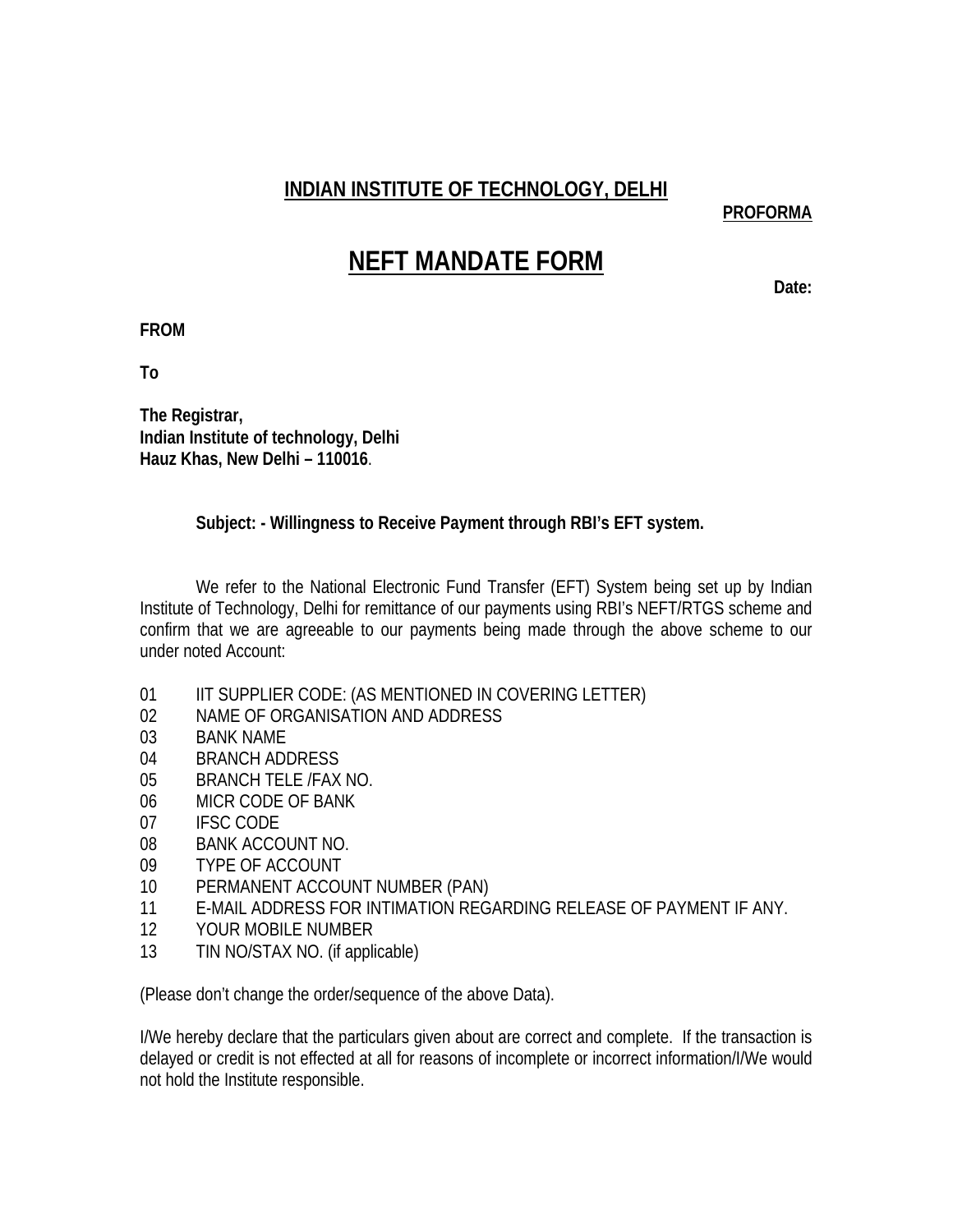**INDIAN INSTITUTE OF TECHNOLOGY, DELHI**

**PROFORMA**

# NEFT MANDATE FORM

**Date:**

**FROM**

**To**

**The Registrar,**
**Indian Institute of technology, Delhi**
**Hauz Khas, New Delhi – 110016**.

**Subject: - Willingness to Receive Payment through RBI's EFT system.**

We refer to the National Electronic Fund Transfer (EFT) System being set up by Indian Institute of Technology, Delhi for remittance of our payments using RBI's NEFT/RTGS scheme and confirm that we are agreeable to our payments being made through the above scheme to our under noted Account:

01 IIT SUPPLIER CODE: (AS MENTIONED IN COVERING LETTER)
02 NAME OF ORGANISATION AND ADDRESS
03 BANK NAME
04 BRANCH ADDRESS
05 BRANCH TELE /FAX NO.
06 MICR CODE OF BANK
07 IFSC CODE
08 BANK ACCOUNT NO.
09 TYPE OF ACCOUNT
10 PERMANENT ACCOUNT NUMBER (PAN)
11 E-MAIL ADDRESS FOR INTIMATION REGARDING RELEASE OF PAYMENT IF ANY.
12 YOUR MOBILE NUMBER
13 TIN NO/STAX NO. (if applicable)

(Please don't change the order/sequence of the above Data).

I/We hereby declare that the particulars given about are correct and complete. If the transaction is delayed or credit is not effected at all for reasons of incomplete or incorrect information/I/We would not hold the Institute responsible.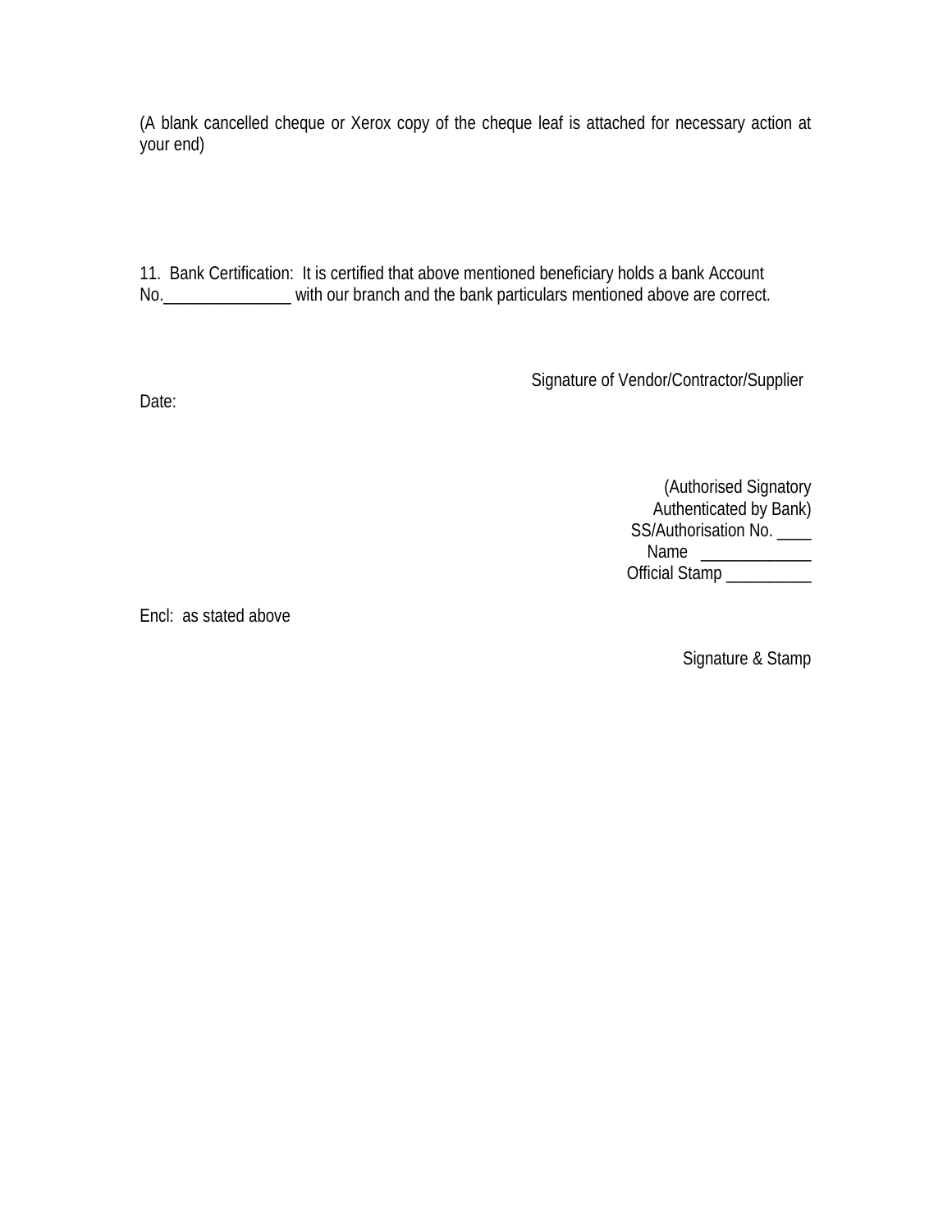(A blank cancelled cheque or Xerox copy of the cheque leaf is attached for necessary action at your end)

11. Bank Certification: It is certified that above mentioned beneficiary holds a bank Account No._______________ with our branch and the bank particulars mentioned above are correct.

Signature of Vendor/Contractor/Supplier

Date:

(Authorised Signatory
Authenticated by Bank)
SS/Authorisation No. ____
Name _____________
Official Stamp __________

Encl: as stated above

Signature & Stamp